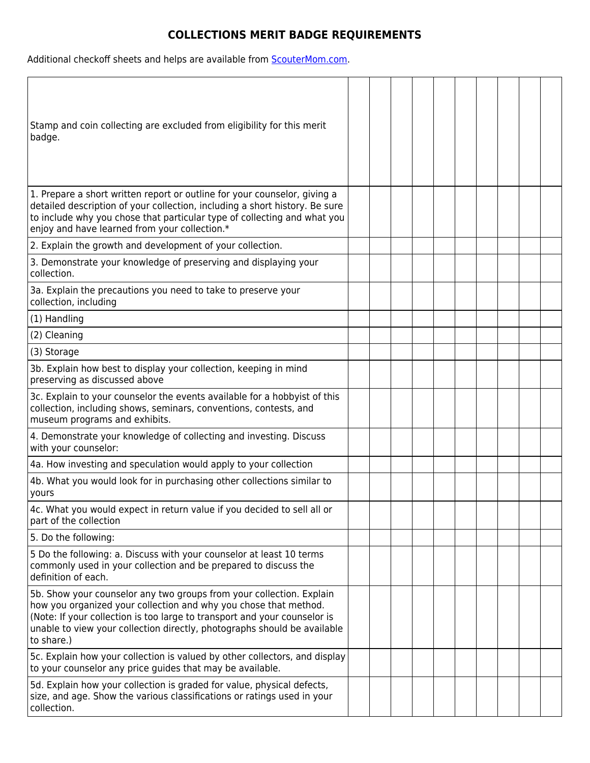# COLLECTIONS MERIT BADGE REQUIREMENTS

Additional checkoff sheets and helps are available from [ScouterMom.com](ScouterMom.com).

| Requirement | | | | | | | | | | |
|---|---|---|---|---|---|---|---|---|---|---|
| Stamp and coin collecting are excluded from eligibility for this merit badge. | | | | | | | | | | |
| 1. Prepare a short written report or outline for your counselor, giving a detailed description of your collection, including a short history. Be sure to include why you chose that particular type of collecting and what you enjoy and have learned from your collection.* | | | | | | | | | | |
| 2. Explain the growth and development of your collection. | | | | | | | | | | |
| 3. Demonstrate your knowledge of preserving and displaying your collection. | | | | | | | | | | |
| 3a. Explain the precautions you need to take to preserve your collection, including | | | | | | | | | | |
| (1) Handling | | | | | | | | | | |
| (2) Cleaning | | | | | | | | | | |
| (3) Storage | | | | | | | | | | |
| 3b. Explain how best to display your collection, keeping in mind preserving as discussed above | | | | | | | | | | |
| 3c. Explain to your counselor the events available for a hobbyist of this collection, including shows, seminars, conventions, contests, and museum programs and exhibits. | | | | | | | | | | |
| 4. Demonstrate your knowledge of collecting and investing. Discuss with your counselor: | | | | | | | | | | |
| 4a. How investing and speculation would apply to your collection | | | | | | | | | | |
| 4b. What you would look for in purchasing other collections similar to yours | | | | | | | | | | |
| 4c. What you would expect in return value if you decided to sell all or part of the collection | | | | | | | | | | |
| 5. Do the following: | | | | | | | | | | |
| 5 Do the following: a. Discuss with your counselor at least 10 terms commonly used in your collection and be prepared to discuss the definition of each. | | | | | | | | | | |
| 5b. Show your counselor any two groups from your collection. Explain how you organized your collection and why you chose that method. (Note: If your collection is too large to transport and your counselor is unable to view your collection directly, photographs should be available to share.) | | | | | | | | | | |
| 5c. Explain how your collection is valued by other collectors, and display to your counselor any price guides that may be available. | | | | | | | | | | |
| 5d. Explain how your collection is graded for value, physical defects, size, and age. Show the various classifications or ratings used in your collection. | | | | | | | | | | |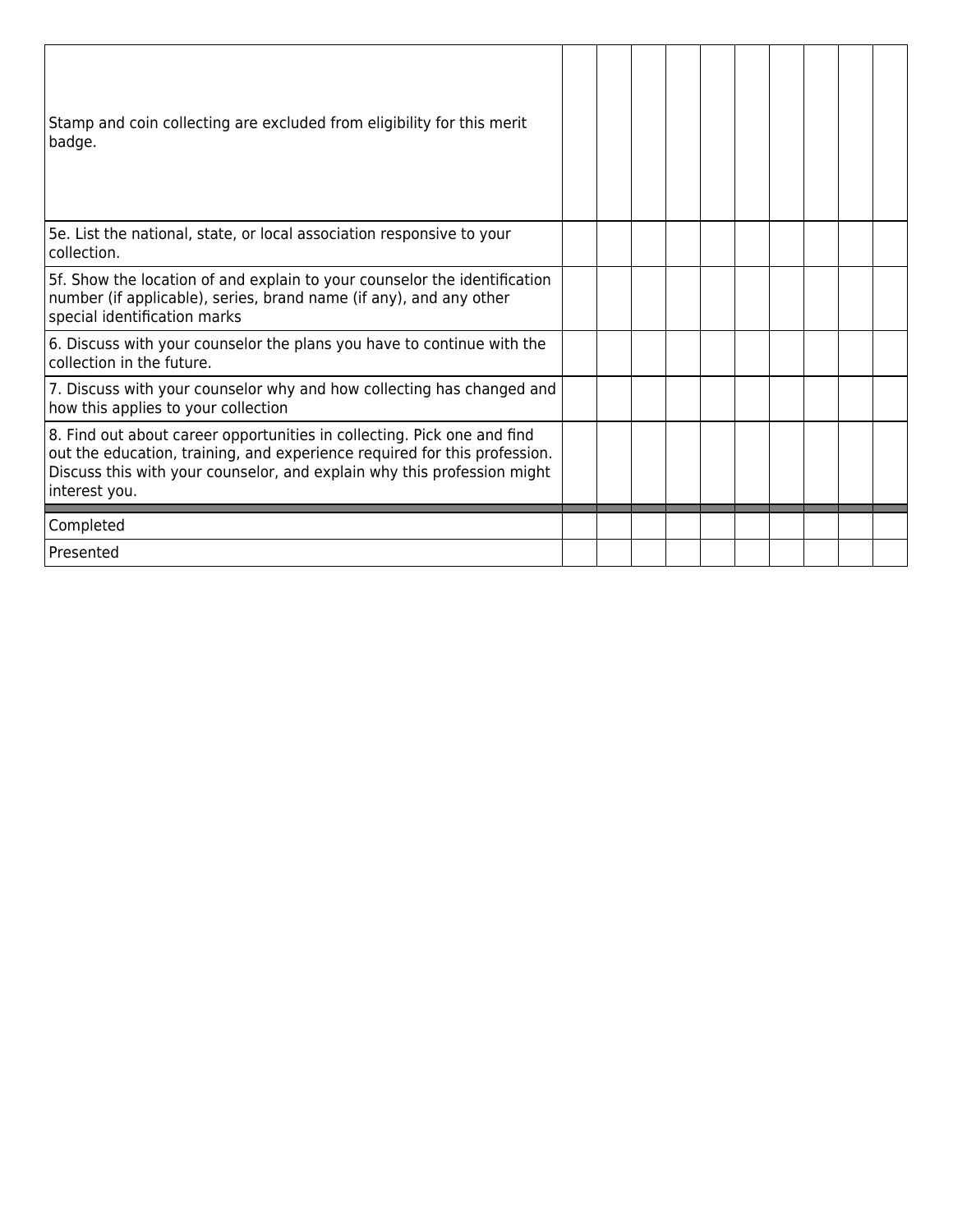| | | | | | | | | | | |
|---|---|---|---|---|---|---|---|---|---|---|
| Stamp and coin collecting are excluded from eligibility for this merit badge. | | | | | | | | | | |
| 5e. List the national, state, or local association responsive to your collection. | | | | | | | | | | |
| 5f. Show the location of and explain to your counselor the identification number (if applicable), series, brand name (if any), and any other special identification marks | | | | | | | | | | |
| 6. Discuss with your counselor the plans you have to continue with the collection in the future. | | | | | | | | | | |
| 7. Discuss with your counselor why and how collecting has changed and how this applies to your collection | | | | | | | | | | |
| 8. Find out about career opportunities in collecting. Pick one and find out the education, training, and experience required for this profession. Discuss this with your counselor, and explain why this profession might interest you. | | | | | | | | | | |
| Completed | | | | | | | | | | |
| Presented | | | | | | | | | | |